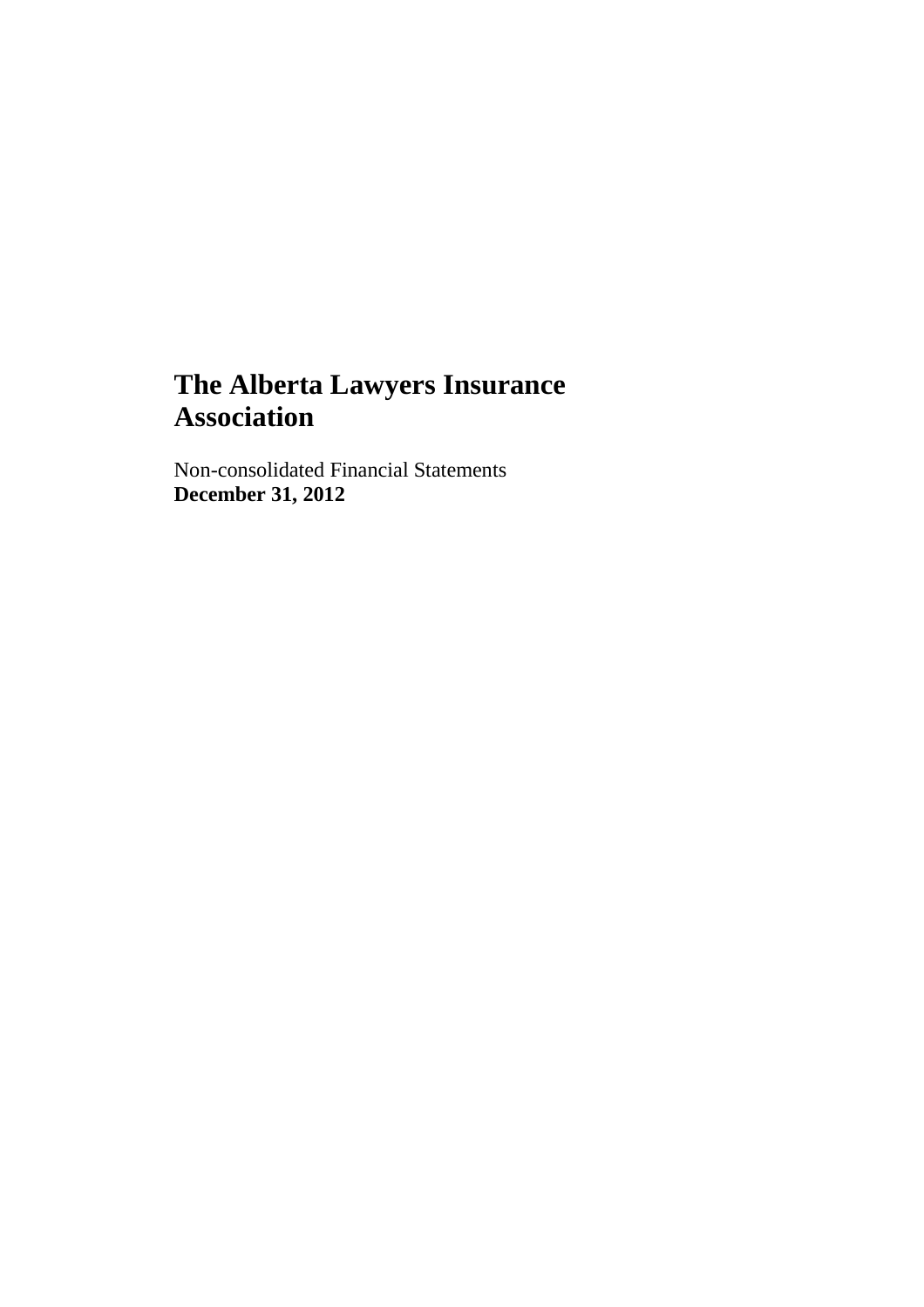# The Alberta Lawyers Insurance Association

Non-consolidated Financial Statements
**December 31, 2012**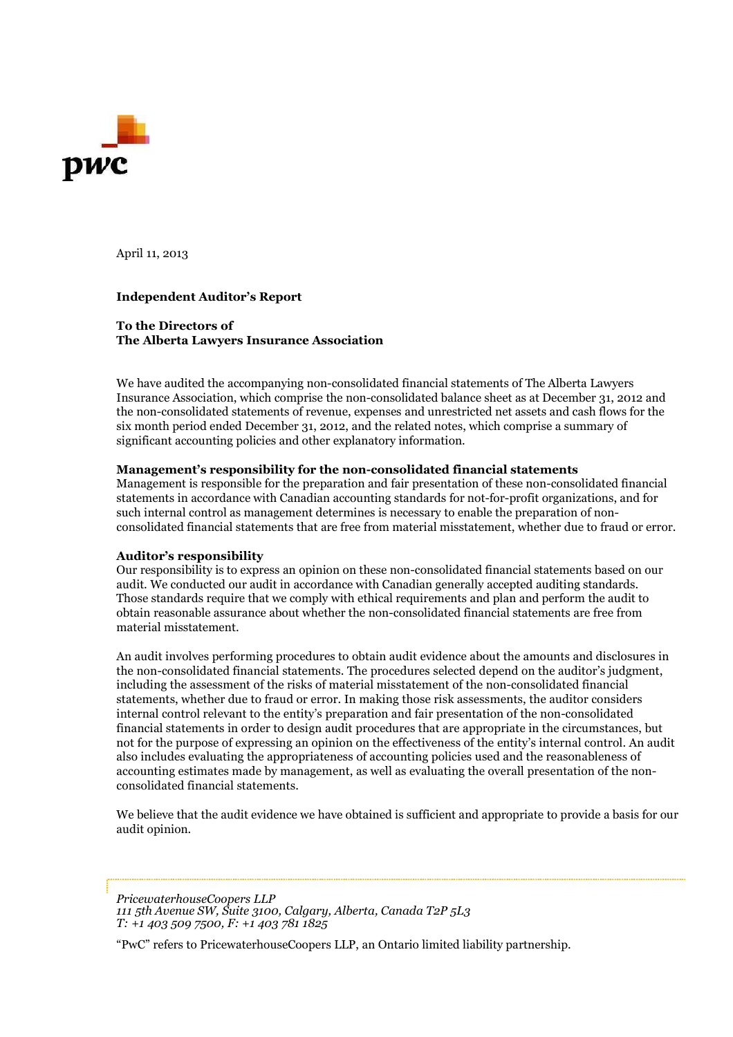April 11, 2013

**Independent Auditor's Report**

**To the Directors of**
**The Alberta Lawyers Insurance Association**

We have audited the accompanying non-consolidated financial statements of The Alberta Lawyers Insurance Association, which comprise the non-consolidated balance sheet as at December 31, 2012 and the non-consolidated statements of revenue, expenses and unrestricted net assets and cash flows for the six month period ended December 31, 2012, and the related notes, which comprise a summary of significant accounting policies and other explanatory information.

**Management's responsibility for the non-consolidated financial statements**
Management is responsible for the preparation and fair presentation of these non-consolidated financial statements in accordance with Canadian accounting standards for not-for-profit organizations, and for such internal control as management determines is necessary to enable the preparation of non-consolidated financial statements that are free from material misstatement, whether due to fraud or error.

**Auditor's responsibility**
Our responsibility is to express an opinion on these non-consolidated financial statements based on our audit. We conducted our audit in accordance with Canadian generally accepted auditing standards. Those standards require that we comply with ethical requirements and plan and perform the audit to obtain reasonable assurance about whether the non-consolidated financial statements are free from material misstatement.

An audit involves performing procedures to obtain audit evidence about the amounts and disclosures in the non-consolidated financial statements. The procedures selected depend on the auditor's judgment, including the assessment of the risks of material misstatement of the non-consolidated financial statements, whether due to fraud or error. In making those risk assessments, the auditor considers internal control relevant to the entity's preparation and fair presentation of the non-consolidated financial statements in order to design audit procedures that are appropriate in the circumstances, but not for the purpose of expressing an opinion on the effectiveness of the entity's internal control. An audit also includes evaluating the appropriateness of accounting policies used and the reasonableness of accounting estimates made by management, as well as evaluating the overall presentation of the non-consolidated financial statements.

We believe that the audit evidence we have obtained is sufficient and appropriate to provide a basis for our audit opinion.

*PricewaterhouseCoopers LLP*
*111 5th Avenue SW, Suite 3100, Calgary, Alberta, Canada T2P 5L3*
*T: +1 403 509 7500, F: +1 403 781 1825*

"PwC" refers to PricewaterhouseCoopers LLP, an Ontario limited liability partnership.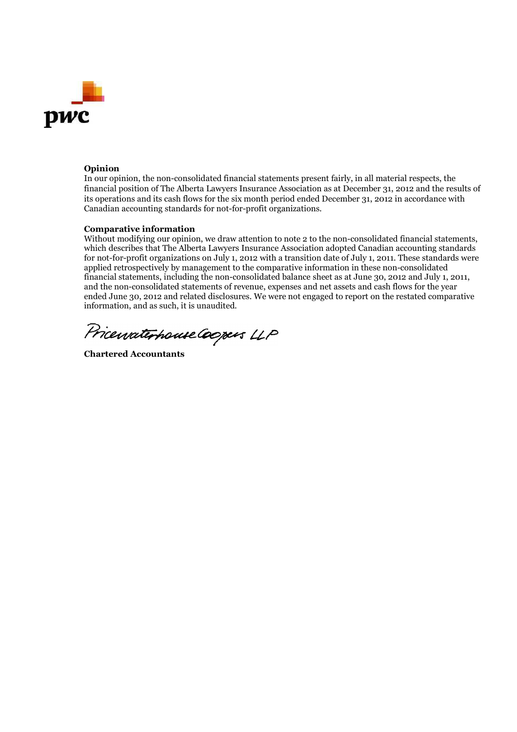**Opinion**

In our opinion, the non-consolidated financial statements present fairly, in all material respects, the financial position of The Alberta Lawyers Insurance Association as at December 31, 2012 and the results of its operations and its cash flows for the six month period ended December 31, 2012 in accordance with Canadian accounting standards for not-for-profit organizations.

**Comparative information**

Without modifying our opinion, we draw attention to note 2 to the non-consolidated financial statements, which describes that The Alberta Lawyers Insurance Association adopted Canadian accounting standards for not-for-profit organizations on July 1, 2012 with a transition date of July 1, 2011. These standards were applied retrospectively by management to the comparative information in these non-consolidated financial statements, including the non-consolidated balance sheet as at June 30, 2012 and July 1, 2011, and the non-consolidated statements of revenue, expenses and net assets and cash flows for the year ended June 30, 2012 and related disclosures. We were not engaged to report on the restated comparative information, and as such, it is unaudited.

PricewaterhouseCoopers LLP

**Chartered Accountants**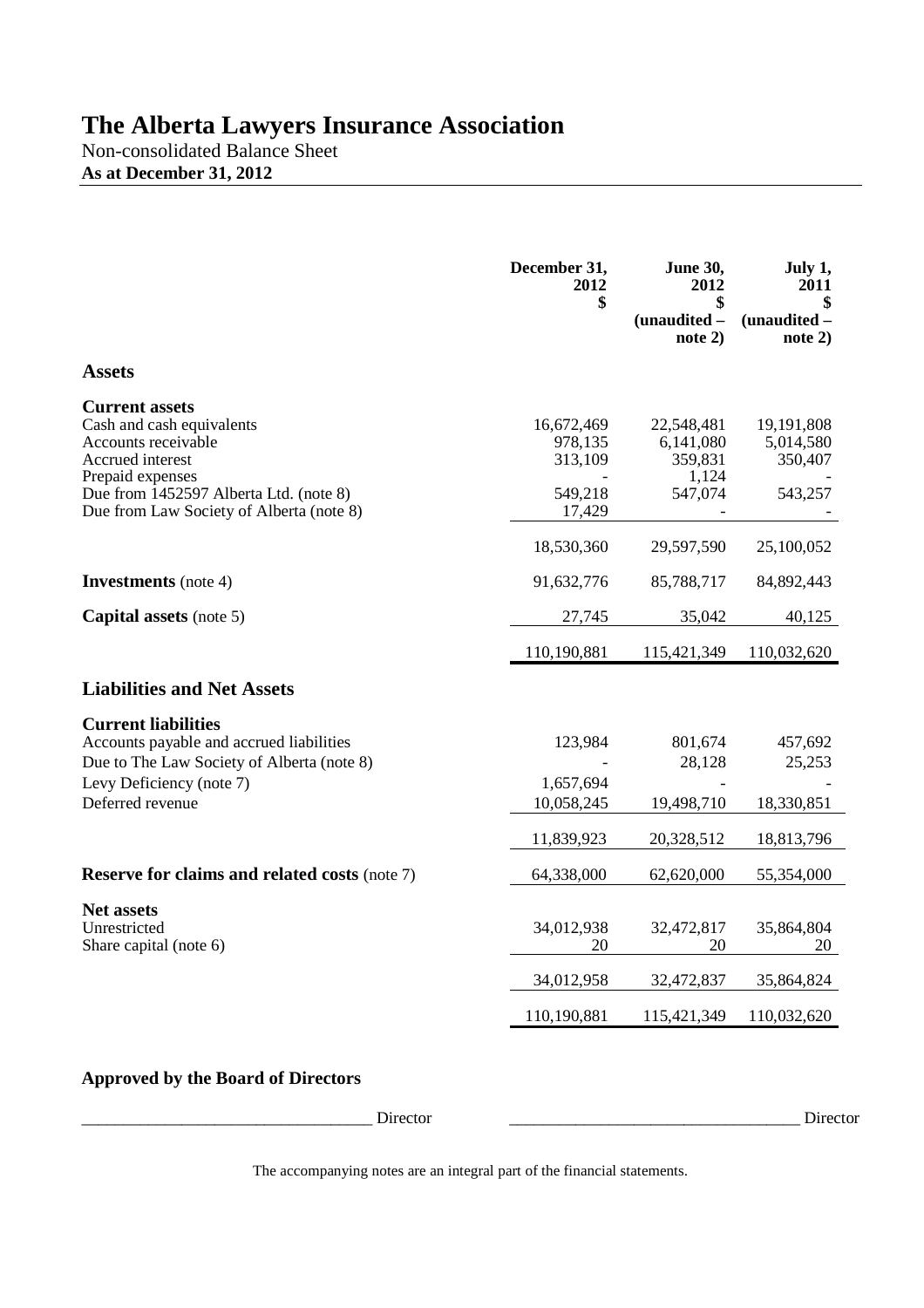# The Alberta Lawyers Insurance Association

Non-consolidated Balance Sheet

**As at December 31, 2012**

| | December 31, 2012 $ | June 30, 2012 $ (unaudited – note 2) | July 1, 2011 $ (unaudited – note 2) |
|---|---|---|---|
| **Assets** | | | |
| **Current assets** | | | |
| Cash and cash equivalents | 16,672,469 | 22,548,481 | 19,191,808 |
| Accounts receivable | 978,135 | 6,141,080 | 5,014,580 |
| Accrued interest | 313,109 | 359,831 | 350,407 |
| Prepaid expenses | - | 1,124 | - |
| Due from 1452597 Alberta Ltd. (note 8) | 549,218 | 547,074 | 543,257 |
| Due from Law Society of Alberta (note 8) | 17,429 | - | - |
| | 18,530,360 | 29,597,590 | 25,100,052 |
| **Investments** (note 4) | 91,632,776 | 85,788,717 | 84,892,443 |
| **Capital assets** (note 5) | 27,745 | 35,042 | 40,125 |
| | 110,190,881 | 115,421,349 | 110,032,620 |
| **Liabilities and Net Assets** | | | |
| **Current liabilities** | | | |
| Accounts payable and accrued liabilities | 123,984 | 801,674 | 457,692 |
| Due to The Law Society of Alberta (note 8) | - | 28,128 | 25,253 |
| Levy Deficiency (note 7) | 1,657,694 | - | - |
| Deferred revenue | 10,058,245 | 19,498,710 | 18,330,851 |
| | 11,839,923 | 20,328,512 | 18,813,796 |
| **Reserve for claims and related costs** (note 7) | 64,338,000 | 62,620,000 | 55,354,000 |
| **Net assets** | | | |
| Unrestricted | 34,012,938 | 32,472,817 | 35,864,804 |
| Share capital (note 6) | 20 | 20 | 20 |
| | 34,012,958 | 32,472,837 | 35,864,824 |
| | 110,190,881 | 115,421,349 | 110,032,620 |

**Approved by the Board of Directors**

___________________________________ Director ___________________________________ Director

The accompanying notes are an integral part of the financial statements.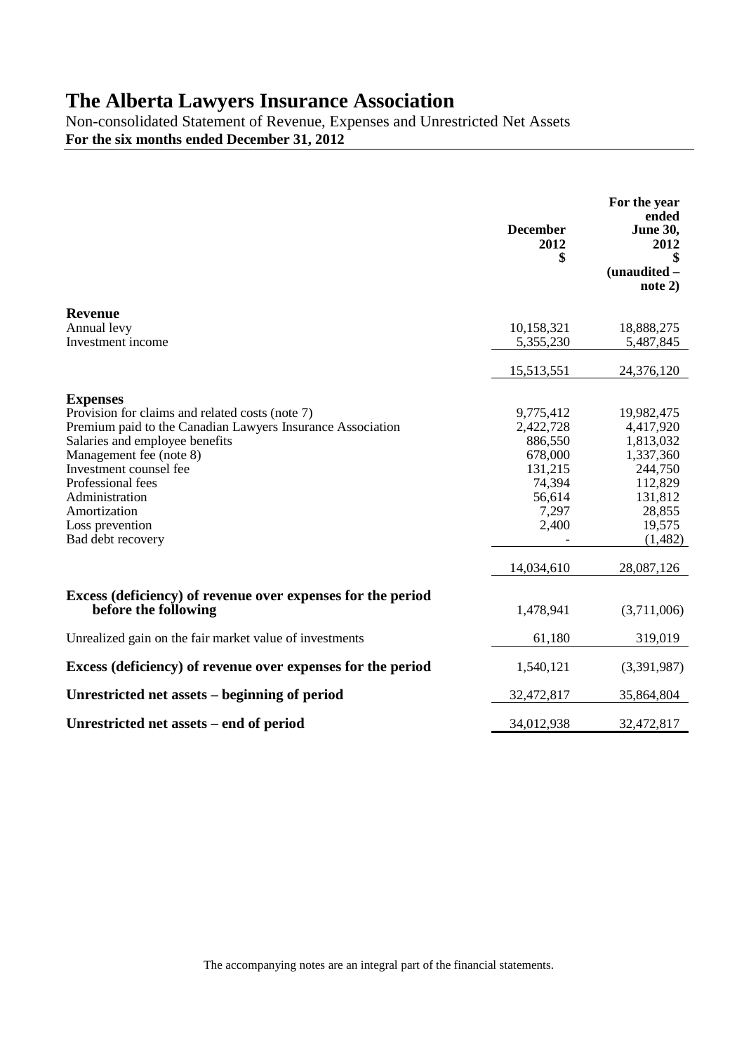# The Alberta Lawyers Insurance Association

Non-consolidated Statement of Revenue, Expenses and Unrestricted Net Assets

**For the six months ended December 31, 2012**

| | **December 2012 $** | **For the year ended June 30, 2012 $ (unaudited – note 2)** |
|---|---:|---:|
| **Revenue** | | |
| Annual levy | 10,158,321 | 18,888,275 |
| Investment income | 5,355,230 | 5,487,845 |
| | 15,513,551 | 24,376,120 |
| **Expenses** | | |
| Provision for claims and related costs (note 7) | 9,775,412 | 19,982,475 |
| Premium paid to the Canadian Lawyers Insurance Association | 2,422,728 | 4,417,920 |
| Salaries and employee benefits | 886,550 | 1,813,032 |
| Management fee (note 8) | 678,000 | 1,337,360 |
| Investment counsel fee | 131,215 | 244,750 |
| Professional fees | 74,394 | 112,829 |
| Administration | 56,614 | 131,812 |
| Amortization | 7,297 | 28,855 |
| Loss prevention | 2,400 | 19,575 |
| Bad debt recovery | - | (1,482) |
| | 14,034,610 | 28,087,126 |
| **Excess (deficiency) of revenue over expenses for the period before the following** | 1,478,941 | (3,711,006) |
| Unrealized gain on the fair market value of investments | 61,180 | 319,019 |
| **Excess (deficiency) of revenue over expenses for the period** | 1,540,121 | (3,391,987) |
| **Unrestricted net assets – beginning of period** | 32,472,817 | 35,864,804 |
| **Unrestricted net assets – end of period** | 34,012,938 | 32,472,817 |

The accompanying notes are an integral part of the financial statements.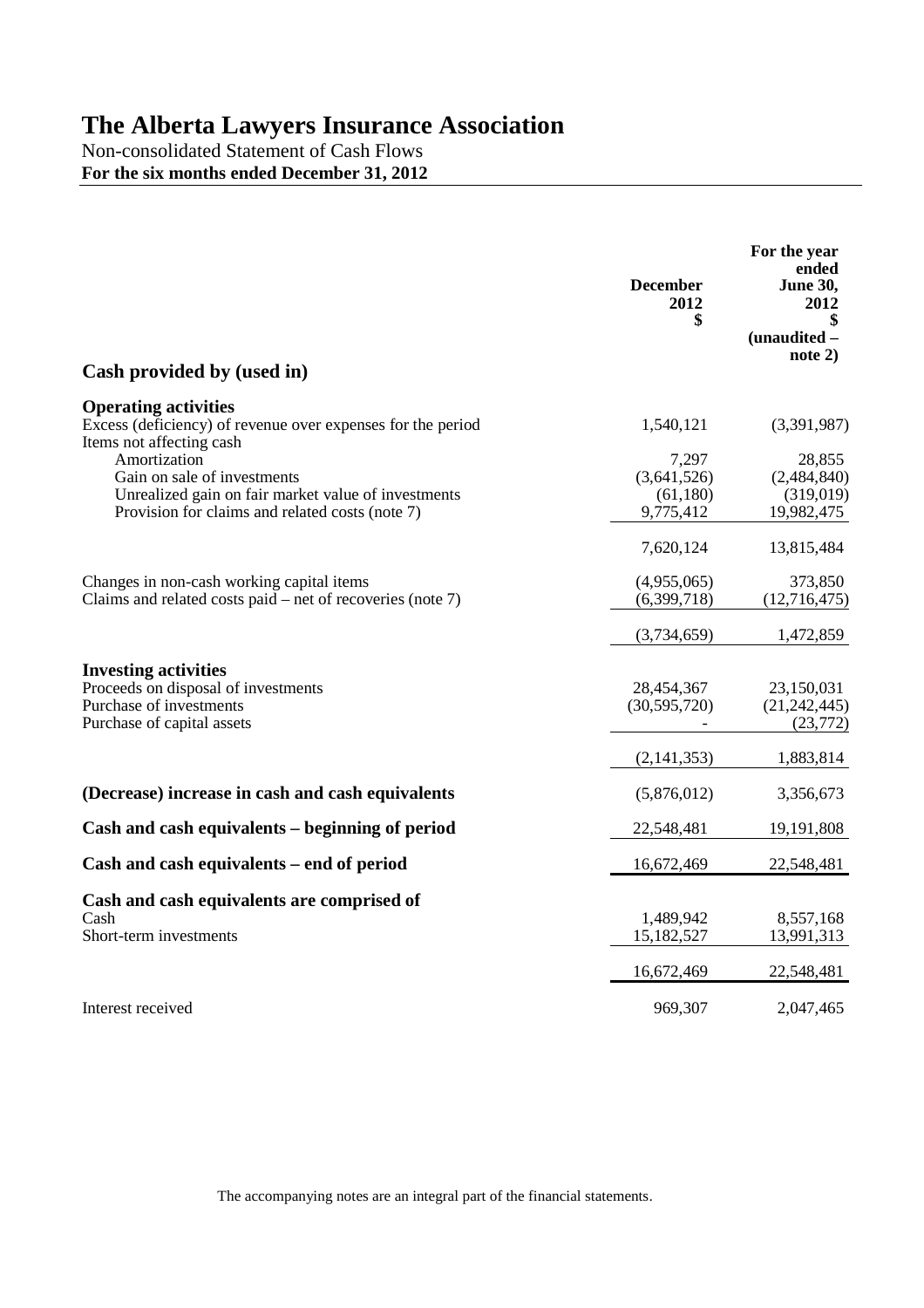# The Alberta Lawyers Insurance Association

Non-consolidated Statement of Cash Flows

**For the six months ended December 31, 2012**

| | **December 2012 $** | **For the year ended June 30, 2012 $ (unaudited – note 2)** |
|---|---|---|
| **Cash provided by (used in)** | | |
| **Operating activities** | | |
| Excess (deficiency) of revenue over expenses for the period | 1,540,121 | (3,391,987) |
| Items not affecting cash | | |
| Amortization | 7,297 | 28,855 |
| Gain on sale of investments | (3,641,526) | (2,484,840) |
| Unrealized gain on fair market value of investments | (61,180) | (319,019) |
| Provision for claims and related costs (note 7) | 9,775,412 | 19,982,475 |
| | 7,620,124 | 13,815,484 |
| Changes in non-cash working capital items | (4,955,065) | 373,850 |
| Claims and related costs paid – net of recoveries (note 7) | (6,399,718) | (12,716,475) |
| | (3,734,659) | 1,472,859 |
| **Investing activities** | | |
| Proceeds on disposal of investments | 28,454,367 | 23,150,031 |
| Purchase of investments | (30,595,720) | (21,242,445) |
| Purchase of capital assets | - | (23,772) |
| | (2,141,353) | 1,883,814 |
| **(Decrease) increase in cash and cash equivalents** | (5,876,012) | 3,356,673 |
| **Cash and cash equivalents – beginning of period** | 22,548,481 | 19,191,808 |
| **Cash and cash equivalents – end of period** | 16,672,469 | 22,548,481 |
| **Cash and cash equivalents are comprised of** | | |
| Cash | 1,489,942 | 8,557,168 |
| Short-term investments | 15,182,527 | 13,991,313 |
| | 16,672,469 | 22,548,481 |
| Interest received | 969,307 | 2,047,465 |

The accompanying notes are an integral part of the financial statements.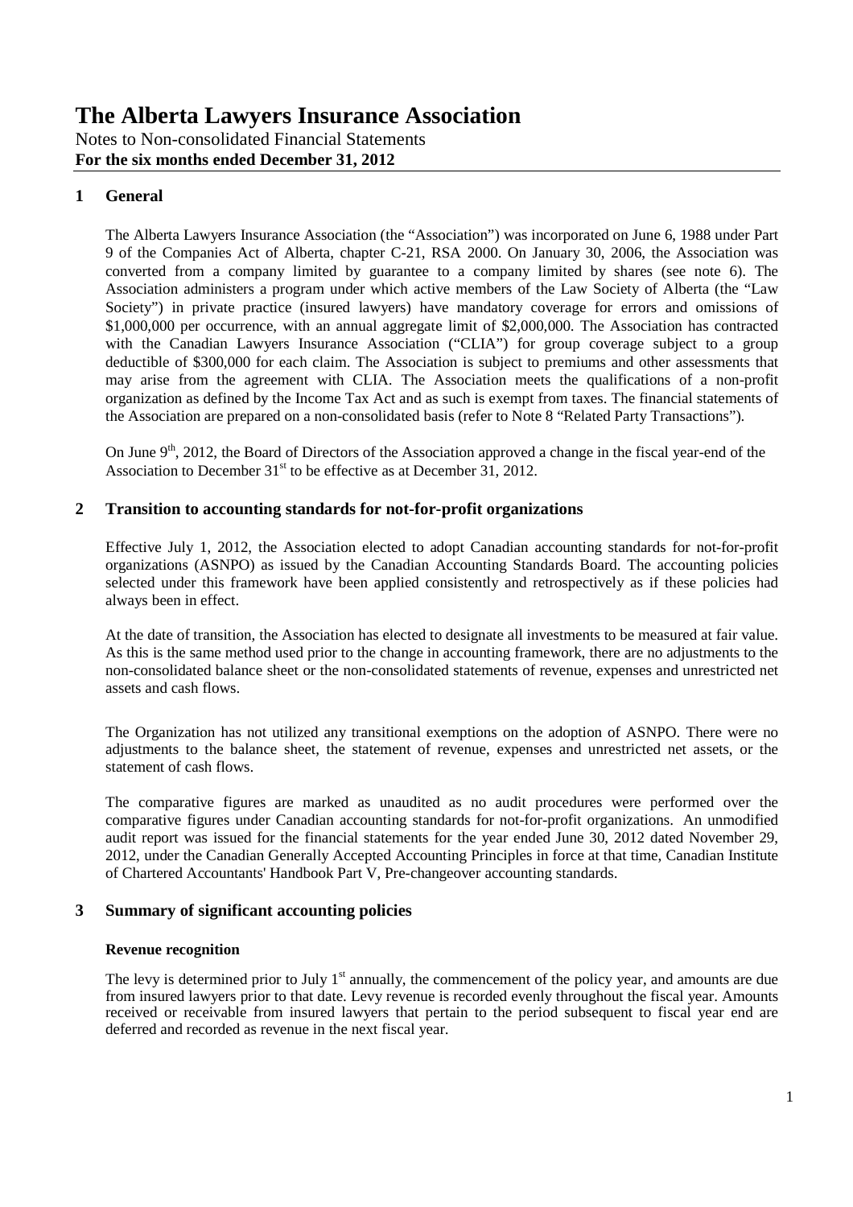# The Alberta Lawyers Insurance Association

Notes to Non-consolidated Financial Statements
**For the six months ended December 31, 2012**

## 1 General

The Alberta Lawyers Insurance Association (the "Association") was incorporated on June 6, 1988 under Part 9 of the Companies Act of Alberta, chapter C-21, RSA 2000. On January 30, 2006, the Association was converted from a company limited by guarantee to a company limited by shares (see note 6). The Association administers a program under which active members of the Law Society of Alberta (the "Law Society") in private practice (insured lawyers) have mandatory coverage for errors and omissions of \$1,000,000 per occurrence, with an annual aggregate limit of \$2,000,000. The Association has contracted with the Canadian Lawyers Insurance Association ("CLIA") for group coverage subject to a group deductible of \$300,000 for each claim. The Association is subject to premiums and other assessments that may arise from the agreement with CLIA. The Association meets the qualifications of a non-profit organization as defined by the Income Tax Act and as such is exempt from taxes. The financial statements of the Association are prepared on a non-consolidated basis (refer to Note 8 "Related Party Transactions").

On June 9th, 2012, the Board of Directors of the Association approved a change in the fiscal year-end of the Association to December 31st to be effective as at December 31, 2012.

## 2 Transition to accounting standards for not-for-profit organizations

Effective July 1, 2012, the Association elected to adopt Canadian accounting standards for not-for-profit organizations (ASNPO) as issued by the Canadian Accounting Standards Board. The accounting policies selected under this framework have been applied consistently and retrospectively as if these policies had always been in effect.

At the date of transition, the Association has elected to designate all investments to be measured at fair value. As this is the same method used prior to the change in accounting framework, there are no adjustments to the non-consolidated balance sheet or the non-consolidated statements of revenue, expenses and unrestricted net assets and cash flows.

The Organization has not utilized any transitional exemptions on the adoption of ASNPO. There were no adjustments to the balance sheet, the statement of revenue, expenses and unrestricted net assets, or the statement of cash flows.

The comparative figures are marked as unaudited as no audit procedures were performed over the comparative figures under Canadian accounting standards for not-for-profit organizations. An unmodified audit report was issued for the financial statements for the year ended June 30, 2012 dated November 29, 2012, under the Canadian Generally Accepted Accounting Principles in force at that time, Canadian Institute of Chartered Accountants' Handbook Part V, Pre-changeover accounting standards.

## 3 Summary of significant accounting policies

### Revenue recognition

The levy is determined prior to July 1st annually, the commencement of the policy year, and amounts are due from insured lawyers prior to that date. Levy revenue is recorded evenly throughout the fiscal year. Amounts received or receivable from insured lawyers that pertain to the period subsequent to fiscal year end are deferred and recorded as revenue in the next fiscal year.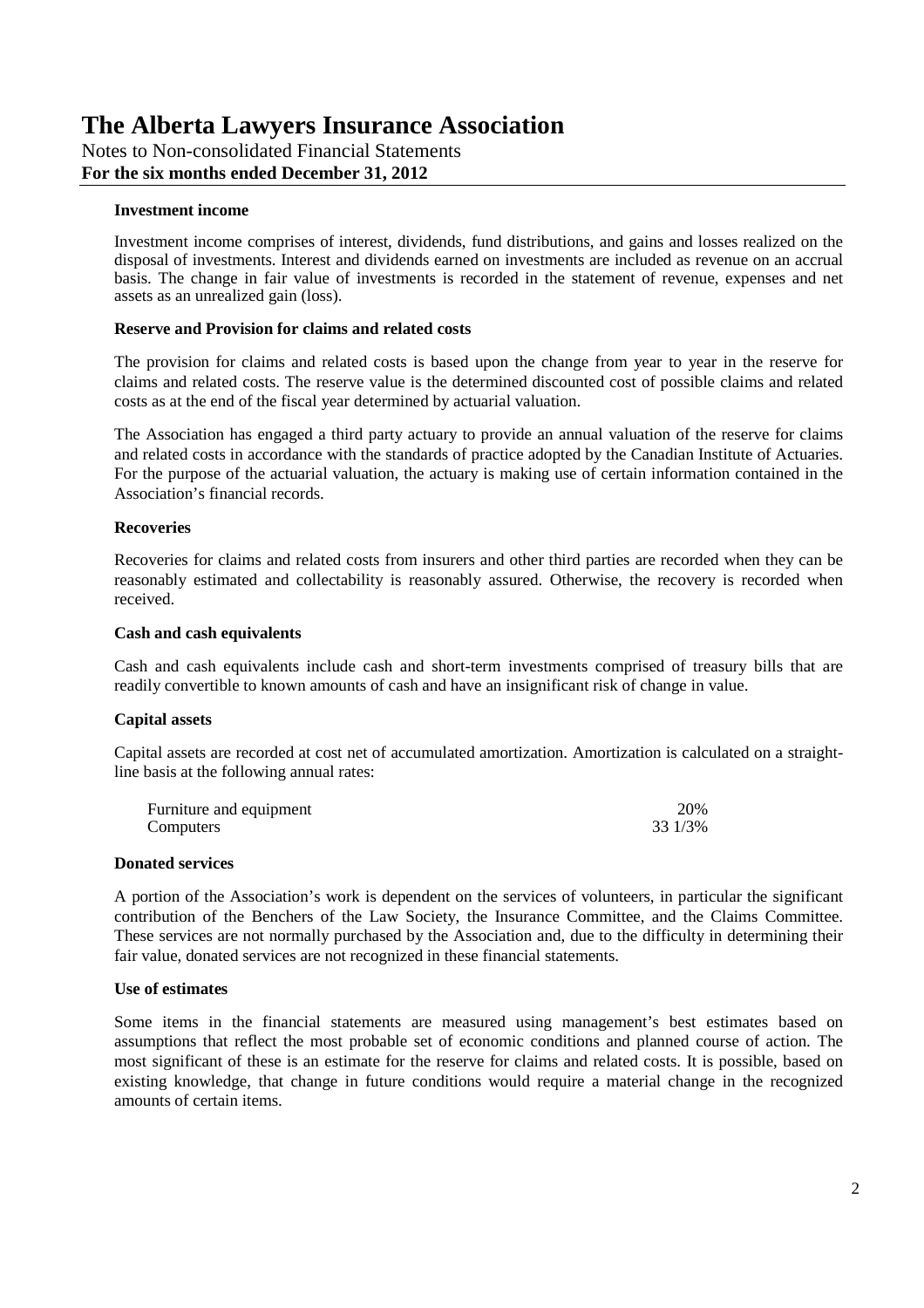# The Alberta Lawyers Insurance Association

Notes to Non-consolidated Financial Statements

**For the six months ended December 31, 2012**

**Investment income**

Investment income comprises of interest, dividends, fund distributions, and gains and losses realized on the disposal of investments. Interest and dividends earned on investments are included as revenue on an accrual basis. The change in fair value of investments is recorded in the statement of revenue, expenses and net assets as an unrealized gain (loss).

**Reserve and Provision for claims and related costs**

The provision for claims and related costs is based upon the change from year to year in the reserve for claims and related costs. The reserve value is the determined discounted cost of possible claims and related costs as at the end of the fiscal year determined by actuarial valuation.

The Association has engaged a third party actuary to provide an annual valuation of the reserve for claims and related costs in accordance with the standards of practice adopted by the Canadian Institute of Actuaries. For the purpose of the actuarial valuation, the actuary is making use of certain information contained in the Association's financial records.

**Recoveries**

Recoveries for claims and related costs from insurers and other third parties are recorded when they can be reasonably estimated and collectability is reasonably assured. Otherwise, the recovery is recorded when received.

**Cash and cash equivalents**

Cash and cash equivalents include cash and short-term investments comprised of treasury bills that are readily convertible to known amounts of cash and have an insignificant risk of change in value.

**Capital assets**

Capital assets are recorded at cost net of accumulated amortization. Amortization is calculated on a straight-line basis at the following annual rates:

| | |
|---|---|
| Furniture and equipment | 20% |
| Computers | 33 1/3% |

**Donated services**

A portion of the Association's work is dependent on the services of volunteers, in particular the significant contribution of the Benchers of the Law Society, the Insurance Committee, and the Claims Committee. These services are not normally purchased by the Association and, due to the difficulty in determining their fair value, donated services are not recognized in these financial statements.

**Use of estimates**

Some items in the financial statements are measured using management's best estimates based on assumptions that reflect the most probable set of economic conditions and planned course of action. The most significant of these is an estimate for the reserve for claims and related costs. It is possible, based on existing knowledge, that change in future conditions would require a material change in the recognized amounts of certain items.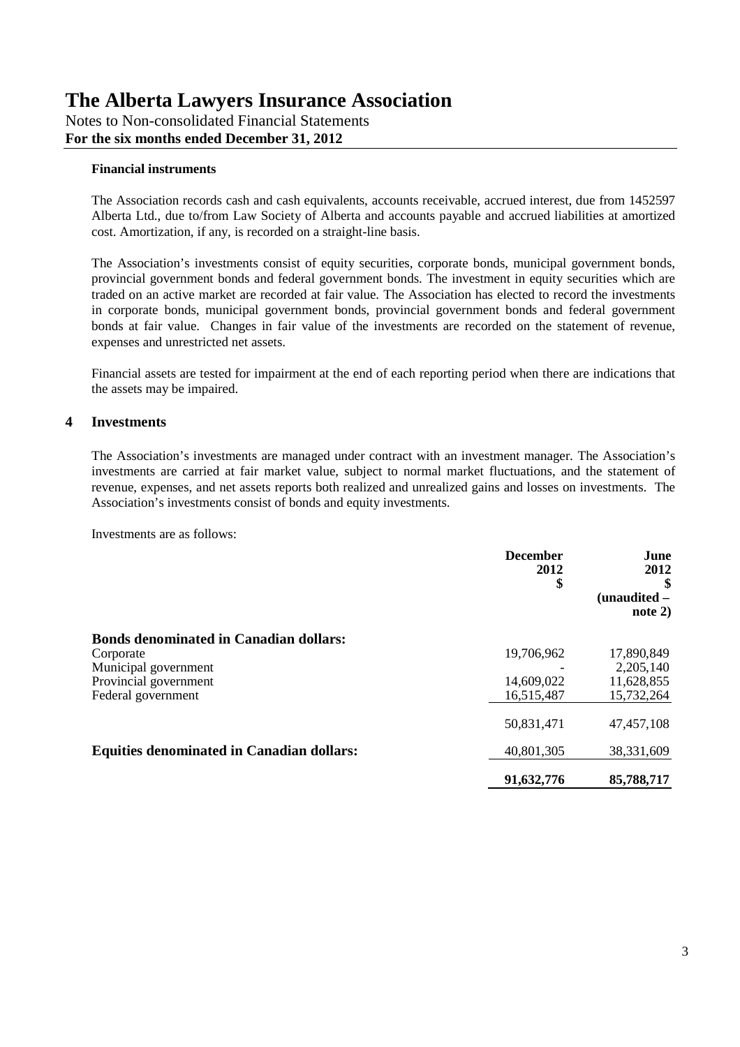**Financial instruments**

The Association records cash and cash equivalents, accounts receivable, accrued interest, due from 1452597 Alberta Ltd., due to/from Law Society of Alberta and accounts payable and accrued liabilities at amortized cost. Amortization, if any, is recorded on a straight-line basis.

The Association's investments consist of equity securities, corporate bonds, municipal government bonds, provincial government bonds and federal government bonds. The investment in equity securities which are traded on an active market are recorded at fair value. The Association has elected to record the investments in corporate bonds, municipal government bonds, provincial government bonds and federal government bonds at fair value. Changes in fair value of the investments are recorded on the statement of revenue, expenses and unrestricted net assets.

Financial assets are tested for impairment at the end of each reporting period when there are indications that the assets may be impaired.

## 4 Investments

The Association's investments are managed under contract with an investment manager. The Association's investments are carried at fair market value, subject to normal market fluctuations, and the statement of revenue, expenses, and net assets reports both realized and unrealized gains and losses on investments. The Association's investments consist of bonds and equity investments.

Investments are as follows:

| | December 2012 $ | June 2012 $ (unaudited – note 2) |
|---|---|---|
| **Bonds denominated in Canadian dollars:** | | |
| Corporate | 19,706,962 | 17,890,849 |
| Municipal government | - | 2,205,140 |
| Provincial government | 14,609,022 | 11,628,855 |
| Federal government | 16,515,487 | 15,732,264 |
| | 50,831,471 | 47,457,108 |
| **Equities denominated in Canadian dollars:** | 40,801,305 | 38,331,609 |
| | **91,632,776** | **85,788,717** |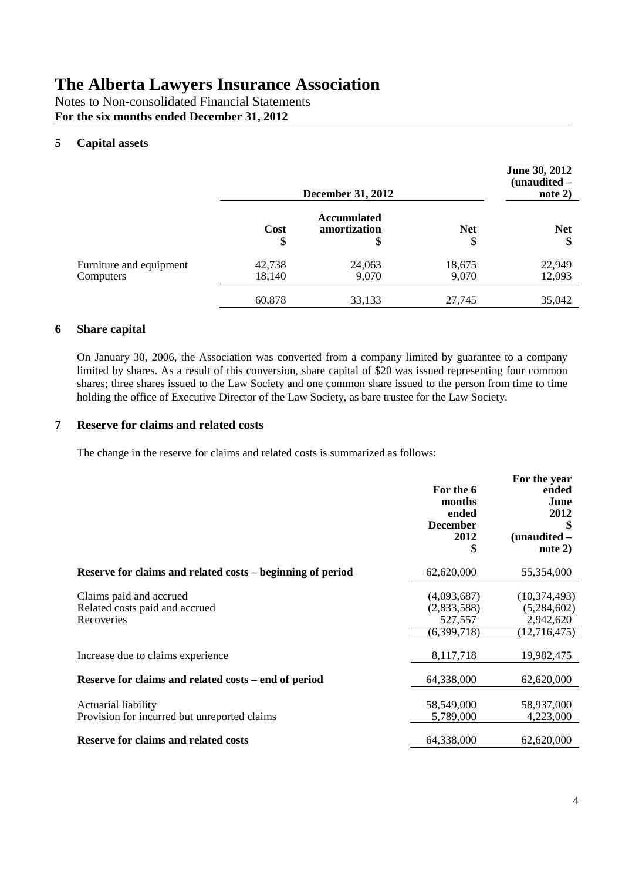# The Alberta Lawyers Insurance Association

Notes to Non-consolidated Financial Statements
**For the six months ended December 31, 2012**

## 5 Capital assets

| | December 31, 2012 | | | June 30, 2012 (unaudited – note 2) |
|---|---|---|---|---|
| | Cost $ | Accumulated amortization $ | Net $ | Net $ |
| Furniture and equipment | 42,738 | 24,063 | 18,675 | 22,949 |
| Computers | 18,140 | 9,070 | 9,070 | 12,093 |
| | 60,878 | 33,133 | 27,745 | 35,042 |

## 6 Share capital

On January 30, 2006, the Association was converted from a company limited by guarantee to a company limited by shares. As a result of this conversion, share capital of $20 was issued representing four common shares; three shares issued to the Law Society and one common share issued to the person from time to time holding the office of Executive Director of the Law Society, as bare trustee for the Law Society.

## 7 Reserve for claims and related costs

The change in the reserve for claims and related costs is summarized as follows:

| | For the 6 months ended December 2012 $ | For the year ended June 2012 $ (unaudited – note 2) |
|---|---|---|
| **Reserve for claims and related costs – beginning of period** | 62,620,000 | 55,354,000 |
| Claims paid and accrued | (4,093,687) | (10,374,493) |
| Related costs paid and accrued | (2,833,588) | (5,284,602) |
| Recoveries | 527,557 | 2,942,620 |
| | (6,399,718) | (12,716,475) |
| Increase due to claims experience | 8,117,718 | 19,982,475 |
| **Reserve for claims and related costs – end of period** | 64,338,000 | 62,620,000 |
| Actuarial liability | 58,549,000 | 58,937,000 |
| Provision for incurred but unreported claims | 5,789,000 | 4,223,000 |
| **Reserve for claims and related costs** | 64,338,000 | 62,620,000 |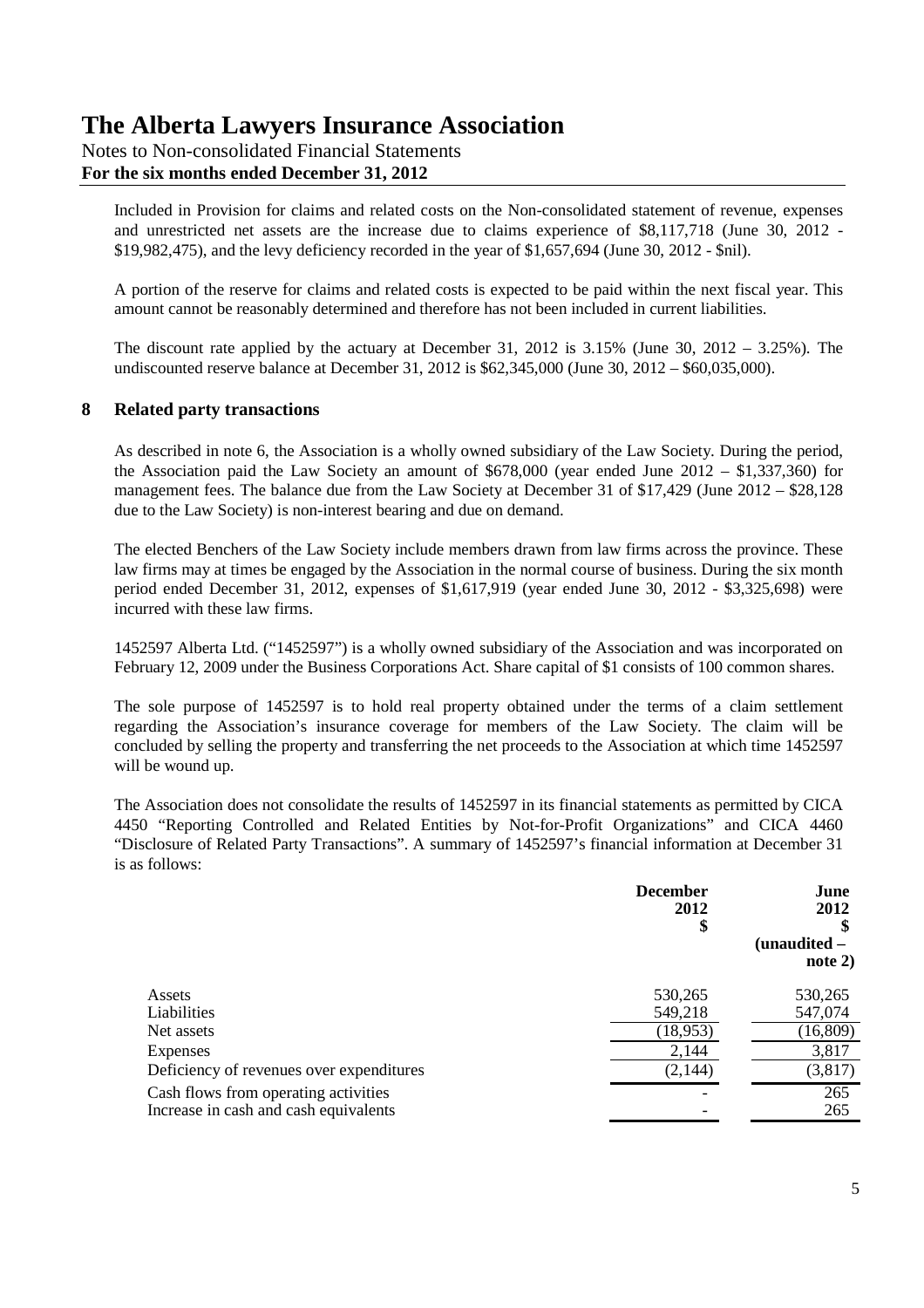Included in Provision for claims and related costs on the Non-consolidated statement of revenue, expenses and unrestricted net assets are the increase due to claims experience of $8,117,718 (June 30, 2012 - $19,982,475), and the levy deficiency recorded in the year of $1,657,694 (June 30, 2012 - $nil).

A portion of the reserve for claims and related costs is expected to be paid within the next fiscal year. This amount cannot be reasonably determined and therefore has not been included in current liabilities.

The discount rate applied by the actuary at December 31, 2012 is 3.15% (June 30, 2012 – 3.25%). The undiscounted reserve balance at December 31, 2012 is $62,345,000 (June 30, 2012 – $60,035,000).

## 8 Related party transactions

As described in note 6, the Association is a wholly owned subsidiary of the Law Society. During the period, the Association paid the Law Society an amount of $678,000 (year ended June 2012 – $1,337,360) for management fees. The balance due from the Law Society at December 31 of $17,429 (June 2012 – $28,128 due to the Law Society) is non-interest bearing and due on demand.

The elected Benchers of the Law Society include members drawn from law firms across the province. These law firms may at times be engaged by the Association in the normal course of business. During the six month period ended December 31, 2012, expenses of $1,617,919 (year ended June 30, 2012 - $3,325,698) were incurred with these law firms.

1452597 Alberta Ltd. ("1452597") is a wholly owned subsidiary of the Association and was incorporated on February 12, 2009 under the Business Corporations Act. Share capital of $1 consists of 100 common shares.

The sole purpose of 1452597 is to hold real property obtained under the terms of a claim settlement regarding the Association's insurance coverage for members of the Law Society. The claim will be concluded by selling the property and transferring the net proceeds to the Association at which time 1452597 will be wound up.

The Association does not consolidate the results of 1452597 in its financial statements as permitted by CICA 4450 "Reporting Controlled and Related Entities by Not-for-Profit Organizations" and CICA 4460 "Disclosure of Related Party Transactions". A summary of 1452597's financial information at December 31 is as follows:

| | December 2012 $ | June 2012 $ (unaudited – note 2) |
|---|---|---|
| Assets | 530,265 | 530,265 |
| Liabilities | 549,218 | 547,074 |
| Net assets | (18,953) | (16,809) |
| Expenses | 2,144 | 3,817 |
| Deficiency of revenues over expenditures | (2,144) | (3,817) |
| Cash flows from operating activities | - | 265 |
| Increase in cash and cash equivalents | - | 265 |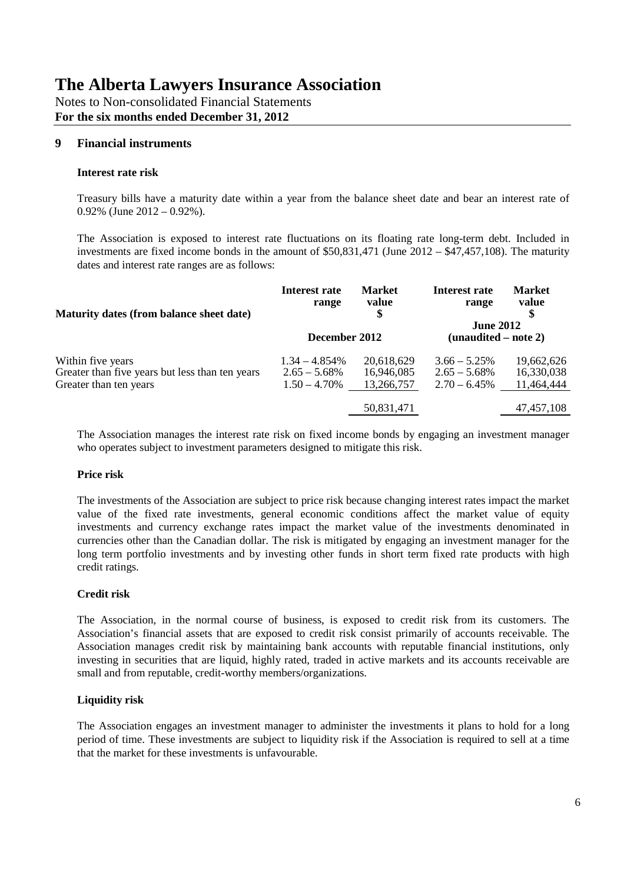# The Alberta Lawyers Insurance Association

Notes to Non-consolidated Financial Statements
**For the six months ended December 31, 2012**

## 9 Financial instruments

### Interest rate risk

Treasury bills have a maturity date within a year from the balance sheet date and bear an interest rate of 0.92% (June 2012 – 0.92%).

The Association is exposed to interest rate fluctuations on its floating rate long-term debt. Included in investments are fixed income bonds in the amount of $50,831,471 (June 2012 – $47,457,108). The maturity dates and interest rate ranges are as follows:

| Maturity dates (from balance sheet date) | Interest rate range | Market value $ | Interest rate range | Market value $ |
|---|---|---|---|---|
| | December 2012 | | June 2012 (unaudited – note 2) | |
| Within five years | 1.34 – 4.854% | 20,618,629 | 3.66 – 5.25% | 19,662,626 |
| Greater than five years but less than ten years | 2.65 – 5.68% | 16,946,085 | 2.65 – 5.68% | 16,330,038 |
| Greater than ten years | 1.50 – 4.70% | 13,266,757 | 2.70 – 6.45% | 11,464,444 |
| | | 50,831,471 | | 47,457,108 |

The Association manages the interest rate risk on fixed income bonds by engaging an investment manager who operates subject to investment parameters designed to mitigate this risk.

### Price risk

The investments of the Association are subject to price risk because changing interest rates impact the market value of the fixed rate investments, general economic conditions affect the market value of equity investments and currency exchange rates impact the market value of the investments denominated in currencies other than the Canadian dollar. The risk is mitigated by engaging an investment manager for the long term portfolio investments and by investing other funds in short term fixed rate products with high credit ratings.

### Credit risk

The Association, in the normal course of business, is exposed to credit risk from its customers. The Association's financial assets that are exposed to credit risk consist primarily of accounts receivable. The Association manages credit risk by maintaining bank accounts with reputable financial institutions, only investing in securities that are liquid, highly rated, traded in active markets and its accounts receivable are small and from reputable, credit-worthy members/organizations.

### Liquidity risk

The Association engages an investment manager to administer the investments it plans to hold for a long period of time. These investments are subject to liquidity risk if the Association is required to sell at a time that the market for these investments is unfavourable.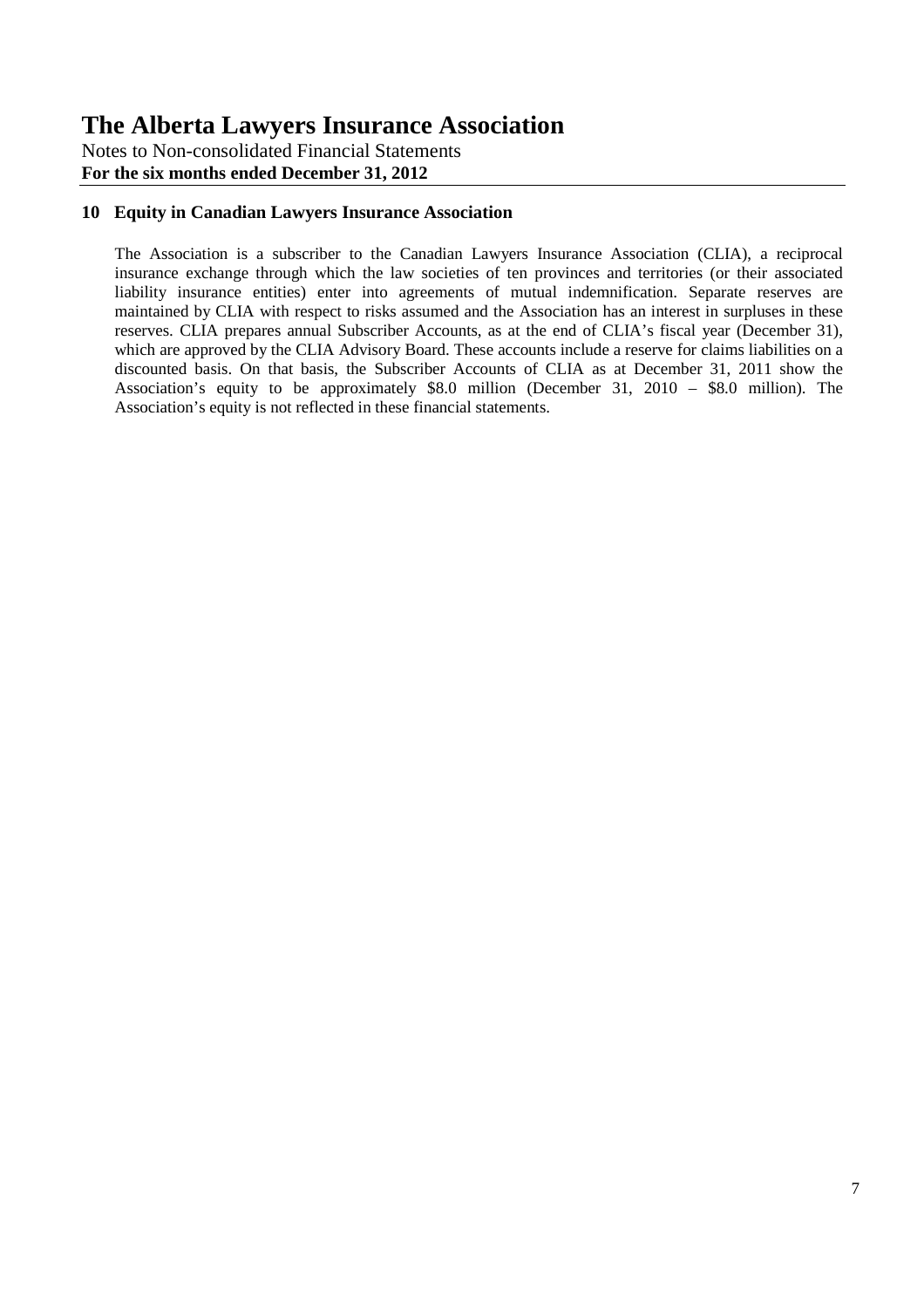# The Alberta Lawyers Insurance Association

Notes to Non-consolidated Financial Statements
**For the six months ended December 31, 2012**

## 10 Equity in Canadian Lawyers Insurance Association

The Association is a subscriber to the Canadian Lawyers Insurance Association (CLIA), a reciprocal insurance exchange through which the law societies of ten provinces and territories (or their associated liability insurance entities) enter into agreements of mutual indemnification. Separate reserves are maintained by CLIA with respect to risks assumed and the Association has an interest in surpluses in these reserves. CLIA prepares annual Subscriber Accounts, as at the end of CLIA's fiscal year (December 31), which are approved by the CLIA Advisory Board. These accounts include a reserve for claims liabilities on a discounted basis. On that basis, the Subscriber Accounts of CLIA as at December 31, 2011 show the Association's equity to be approximately \$8.0 million (December 31, 2010 – \$8.0 million). The Association's equity is not reflected in these financial statements.